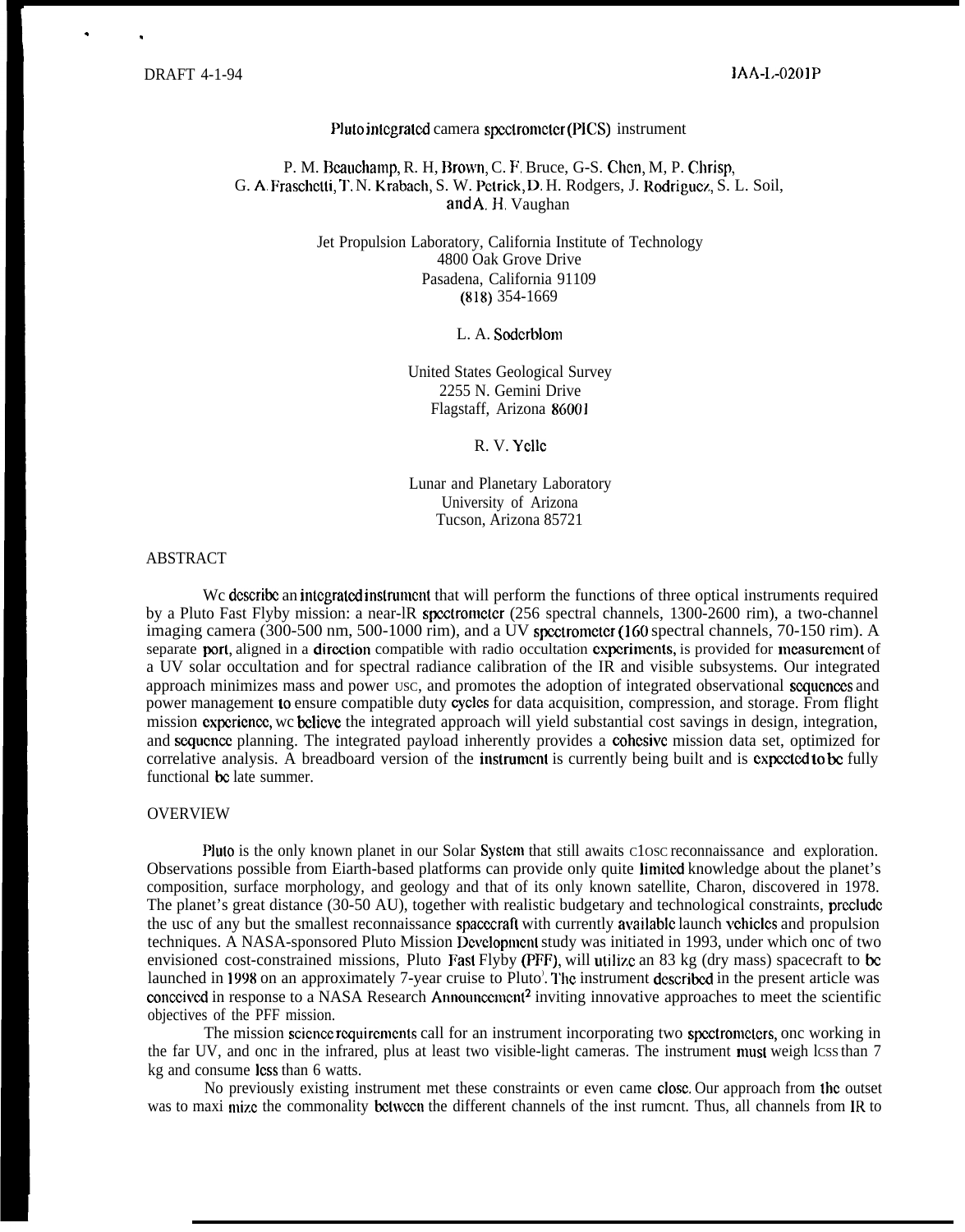DRAFT 4-1-94 IAA-L-0201P

# Pluto integrated camera spectrometer (PICS) instrument

P. M. Beauchamp, R. H, Brown, C. F. Bruce, G-S. Chen, M, P. Chrisp, G. A. Fraschetti, T. N. Krabach, S. W. Petrick, D. H. Rodgers, J. Rodriguez, S. L. Soil, and A. H. Vaughan

Jet Propulsion Laboratory, California Institute of Technology
4800 Oak Grove Drive
Pasadena, California 91109
(818) 354-1669

L. A. Soderblom

United States Geological Survey
2255 N. Gemini Drive
Flagstaff, Arizona 86001

R. V. Yelle

Lunar and Planetary Laboratory
University of Arizona
Tucson, Arizona 85721

## ABSTRACT

We describe an integrated instrument that will perform the functions of three optical instruments required by a Pluto Fast Flyby mission: a near-IR spectrometer (256 spectral channels, 1300-2600 nm), a two-channel imaging camera (300-500 nm, 500-1000 nm), and a UV spectrometer (160 spectral channels, 70-150 nm). A separate port, aligned in a direction compatible with radio occultation experiments, is provided for measurement of a UV solar occultation and for spectral radiance calibration of the IR and visible subsystems. Our integrated approach minimizes mass and power use, and promotes the adoption of integrated observational sequences and power management to ensure compatible duty cycles for data acquisition, compression, and storage. From flight mission experience, we believe the integrated approach will yield substantial cost savings in design, integration, and sequence planning. The integrated payload inherently provides a cohesive mission data set, optimized for correlative analysis. A breadboard version of the instrument is currently being built and is expected to be fully functional be late summer.

## OVERVIEW

Pluto is the only known planet in our Solar System that still awaits close reconnaissance and exploration. Observations possible from Earth-based platforms can provide only quite limited knowledge about the planet's composition, surface morphology, and geology and that of its only known satellite, Charon, discovered in 1978. The planet's great distance (30-50 AU), together with realistic budgetary and technological constraints, preclude the use of any but the smallest reconnaissance spacecraft with currently available launch vehicles and propulsion techniques. A NASA-sponsored Pluto Mission Development study was initiated in 1993, under which one of two envisioned cost-constrained missions, Pluto Fast Flyby (PFF), will utilize an 83 kg (dry mass) spacecraft to be launched in 1998 on an approximately 7-year cruise to Pluto[1]. The instrument described in the present article was conceived in response to a NASA Research Announcement[2] inviting innovative approaches to meet the scientific objectives of the PFF mission.

The mission science requirements call for an instrument incorporating two spectrometers, one working in the far UV, and one in the infrared, plus at least two visible-light cameras. The instrument must weigh less than 7 kg and consume less than 6 watts.

No previously existing instrument met these constraints or even came close. Our approach from the outset was to maximize the commonality between the different channels of the instrument. Thus, all channels from IR to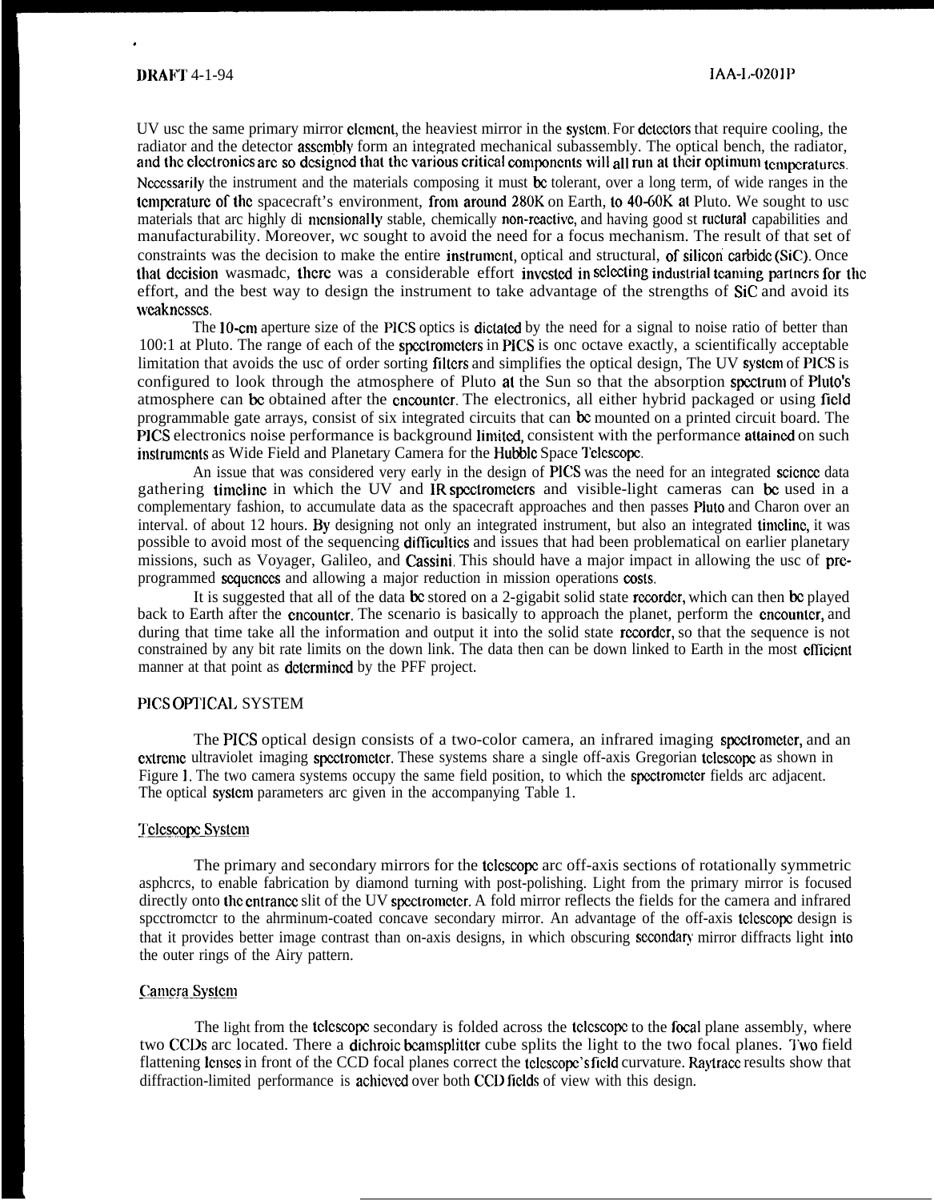UV usc the same primary mirror clcmcnt, the heaviest mirror in the systcm. For dctcctors that require cooling, the radiator and the detector assembly form an integrated mechanical subassembly. The optical bench, the radiator, and the clectronics arc so designed that the various critical components will all run at their optimum temperatures. Necessarily the instrument and the materials composing it must bc tolerant, over a long term, of wide ranges in the temperature of the spacecraft's environment, from around 280K on Earth, to 40-60K at Pluto. We sought to usc materials that arc highly di mensionally stable, chemically non-reactive, and having good st ructural capabilities and manufacturability. Moreover, wc sought to avoid the need for a focus mechanism. The result of that set of constraints was the decision to make the entire instrument, optical and structural, of silicon carbide (SiC). Once that decision wasmadc, there was a considerable effort invested in selecting industrial teaming partners for the effort, and the best way to design the instrument to take advantage of the strengths of SiC and avoid its weaknesses.

The 10-cm aperture size of the PICS optics is dictated by the need for a signal to noise ratio of better than 100:1 at Pluto. The range of each of the spectrometers in PICS is onc octave exactly, a scientifically acceptable limitation that avoids the usc of order sorting filters and simplifies the optical design, The UV system of PICS is configured to look through the atmosphere of Pluto at the Sun so that the absorption spectrum of Pluto's atmosphere can bc obtained after the encounter. The electronics, all either hybrid packaged or using field programmable gate arrays, consist of six integrated circuits that can bc mounted on a printed circuit board. The PICS electronics noise performance is background limited, consistent with the performance attained on such instruments as Wide Field and Planetary Camera for the Hubble Space Telescope.

An issue that was considered very early in the design of PICS was the need for an integrated science data gathering timeline in which the UV and IR spectrometers and visible-light cameras can bc used in a complementary fashion, to accumulate data as the spacecraft approaches and then passes Pluto and Charon over an interval. of about 12 hours. By designing not only an integrated instrument, but also an integrated timeline, it was possible to avoid most of the sequencing difficulties and issues that had been problematical on earlier planetary missions, such as Voyager, Galileo, and Cassini. This should have a major impact in allowing the usc of pre-programmed sequences and allowing a major reduction in mission operations costs.

It is suggested that all of the data bc stored on a 2-gigabit solid state recorder, which can then bc played back to Earth after the encounter. The scenario is basically to approach the planet, perform the encounter, and during that time take all the information and output it into the solid state recorder, so that the sequence is not constrained by any bit rate limits on the down link. The data then can be down linked to Earth in the most efficient manner at that point as determined by the PFF project.

## PICS OPTICAL SYSTEM

The PICS optical design consists of a two-color camera, an infrared imaging spectrometer, and an extreme ultraviolet imaging spectrometer. These systems share a single off-axis Gregorian telescope as shown in Figure 1. The two camera systems occupy the same field position, to which the spectrometer fields arc adjacent. The optical system parameters arc given in the accompanying Table 1.

### Telescope System

The primary and secondary mirrors for the telescope arc off-axis sections of rotationally symmetric asphcrcs, to enable fabrication by diamond turning with post-polishing. Light from the primary mirror is focused directly onto the entrance slit of the UV spectrometer. A fold mirror reflects the fields for the camera and infrared spectromctcr to the ahrminum-coated concave secondary mirror. An advantage of the off-axis telescope design is that it provides better image contrast than on-axis designs, in which obscuring secondary mirror diffracts light into the outer rings of the Airy pattern.

### Camera System

The light from the telescope secondary is folded across the telescope to the focal plane assembly, where two CCDs arc located. There a dichroic beamsplitter cube splits the light to the two focal planes. Two field flattening lenses in front of the CCD focal planes correct the telescope's field curvature. Raytrace results show that diffraction-limited performance is achieved over both CCD fields of view with this design.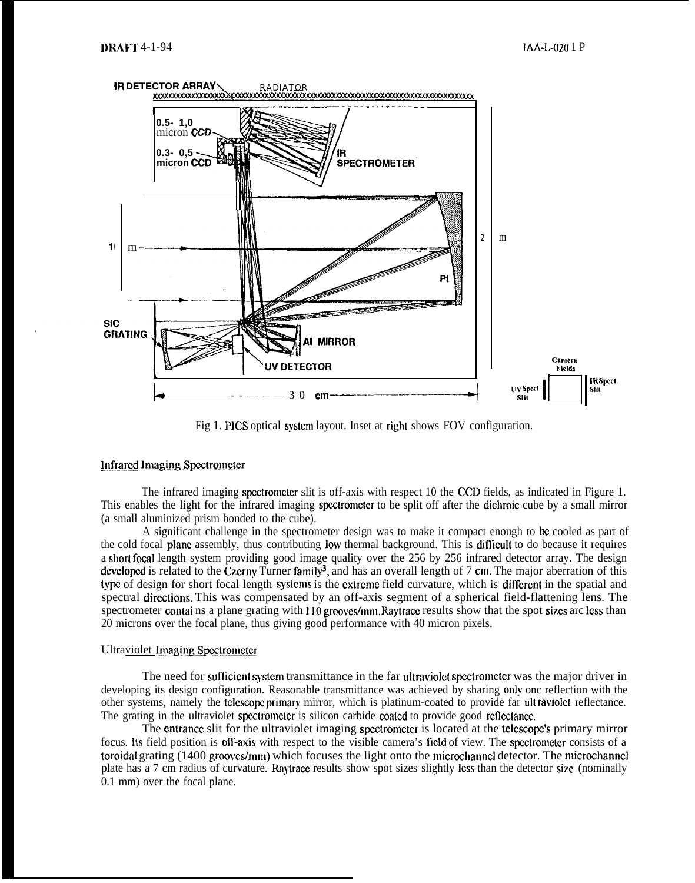Fig 1. PICS optical system layout. Inset at right shows FOV configuration.

## Infrared Imaging Spectrometer

The infrared imaging spectrometer slit is off-axis with respect to the CCD fields, as indicated in Figure 1. This enables the light for the infrared imaging spectrometer to be split off after the dichroic cube by a small mirror (a small aluminized prism bonded to the cube).

A significant challenge in the spectrometer design was to make it compact enough to be cooled as part of the cold focal plane assembly, thus contributing low thermal background. This is difficult to do because it requires a short focal length system providing good image quality over the 256 by 256 infrared detector array. The design developed is related to the Czerny Turner family[3], and has an overall length of 7 cm. The major aberration of this type of design for short focal length systems is the extreme field curvature, which is different in the spatial and spectral directions. This was compensated by an off-axis segment of a spherical field-flattening lens. The spectrometer contains a plane grating with 110 grooves/mm. Raytrace results show that the spot sizes are less than 20 microns over the focal plane, thus giving good performance with 40 micron pixels.

## Ultraviolet Imaging Spectrometer

The need for sufficient system transmittance in the far ultraviolet spectrometer was the major driver in developing its design configuration. Reasonable transmittance was achieved by sharing only one reflection with the other systems, namely the telescope primary mirror, which is platinum-coated to provide far ultraviolet reflectance. The grating in the ultraviolet spectrometer is silicon carbide coated to provide good reflectance.

The entrance slit for the ultraviolet imaging spectrometer is located at the telescope's primary mirror focus. Its field position is off-axis with respect to the visible camera's field of view. The spectrometer consists of a toroidal grating (1400 grooves/mm) which focuses the light onto the microchannel detector. The microchannel plate has a 7 cm radius of curvature. Raytrace results show spot sizes slightly less than the detector size (nominally 0.1 mm) over the focal plane.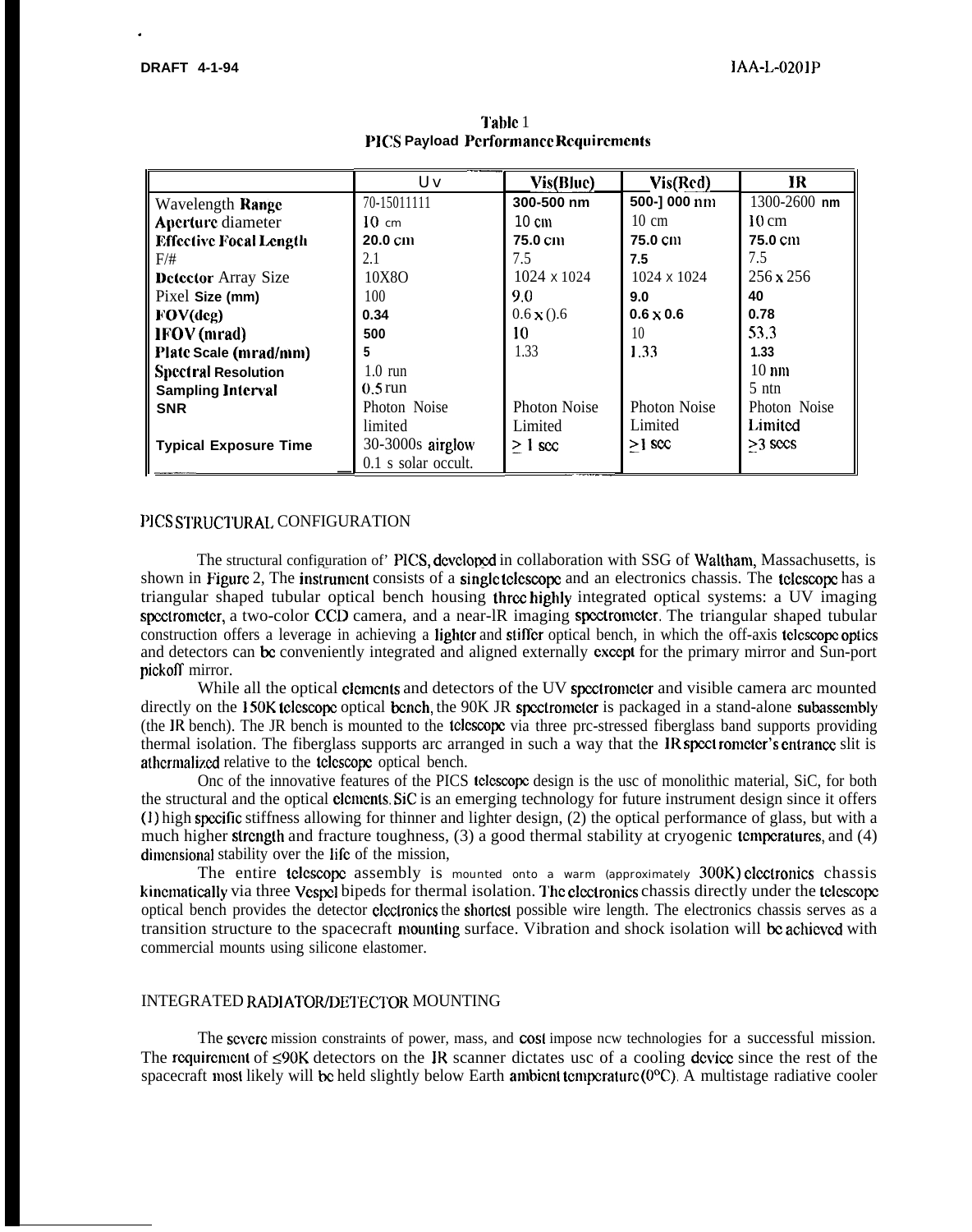Table 1
PICS Payload Performance Requirements

| | Uv | Vis(Blue) | Vis(Red) | IR |
|---|---|---|---|---|
| Wavelength Range | 70-15011111 | 300-500 nm | 500-] 000 nm | 1300-2600 nm |
| Aperture diameter | 10 cm | 10 cm | 10 cm | 10 cm |
| Effective Focal Length | 20.0 cm | 75.0 cm | 75.0 cm | 75.0 cm |
| F/# | 2.1 | 7.5 | 7.5 | 7.5 |
| Detector Array Size | 10X8O | 1024 x 1024 | 1024 x 1024 | 256 x 256 |
| Pixel Size (mm) | 100 | 9.0 | 9.0 | 40 |
| FOV(deg) | 0.34 | 0.6 x ().6 | 0.6 x 0.6 | 0.78 |
| IFOV (mrad) | 500 | 10 | 10 | 53.3 |
| Plate Scale (mrad/mm) | 5 | 1.33 | 1.33 | 1.33 |
| Spectral Resolution | 1.0 run | | | 10 nm |
| Sampling Interval | 0.5 run | | | 5 ntn |
| SNR | Photon Noise limited | Photon Noise Limited | Photon Noise Limited | Photon Noise Limited |
| Typical Exposure Time | 30-3000s airglow 0.1 s solar occult. | $\geq$ 1 sec | $\geq$1 sec | $\geq$3 secs |

## PICS STRUCTURAL CONFIGURATION

The structural configuration of' PICS, developed in collaboration with SSG of Waltham, Massachusetts, is shown in Figure 2, The instrument consists of a single telescope and an electronics chassis. The telescope has a triangular shaped tubular optical bench housing three highly integrated optical systems: a UV imaging spectrometer, a two-color CCD camera, and a near-lR imaging spectrometer. The triangular shaped tubular construction offers a leverage in achieving a lighter and stiffer optical bench, in which the off-axis telescope optics and detectors can be conveniently integrated and aligned externally except for the primary mirror and Sun-port pickoff mirror.

While all the optical elements and detectors of the UV spectrometer and visible camera arc mounted directly on the 150K telescope optical bench, the 90K JR spectrometer is packaged in a stand-alone subassembly (the JR bench). The JR bench is mounted to the telescope via three prc-stressed fiberglass band supports providing thermal isolation. The fiberglass supports arc arranged in such a way that the IR spect rometer's entrance slit is athermalized relative to the telescope optical bench.

Onc of the innovative features of the PICS telescope design is the usc of monolithic material, SiC, for both the structural and the optical elements. SiC is an emerging technology for future instrument design since it offers (1) high specific stiffness allowing for thinner and lighter design, (2) the optical performance of glass, but with a much higher strength and fracture toughness, (3) a good thermal stability at cryogenic temperatures, and (4) dimensional stability over the life of the mission,

The entire telescope assembly is mounted onto a warm (approximately 300K) electronics chassis kinematically via three Vespel bipeds for thermal isolation. The electronics chassis directly under the telescope optical bench provides the detector electronics the shortest possible wire length. The electronics chassis serves as a transition structure to the spacecraft mounting surface. Vibration and shock isolation will be achieved with commercial mounts using silicone elastomer.

## INTEGRATED RADIATOR/DETECTOR MOUNTING

The severe mission constraints of power, mass, and cost impose ncw technologies for a successful mission. The requirement of $\leq$90K detectors on the IR scanner dictates usc of a cooling device since the rest of the spacecraft most likely will be held slightly below Earth ambient temperature (0°C). A multistage radiative cooler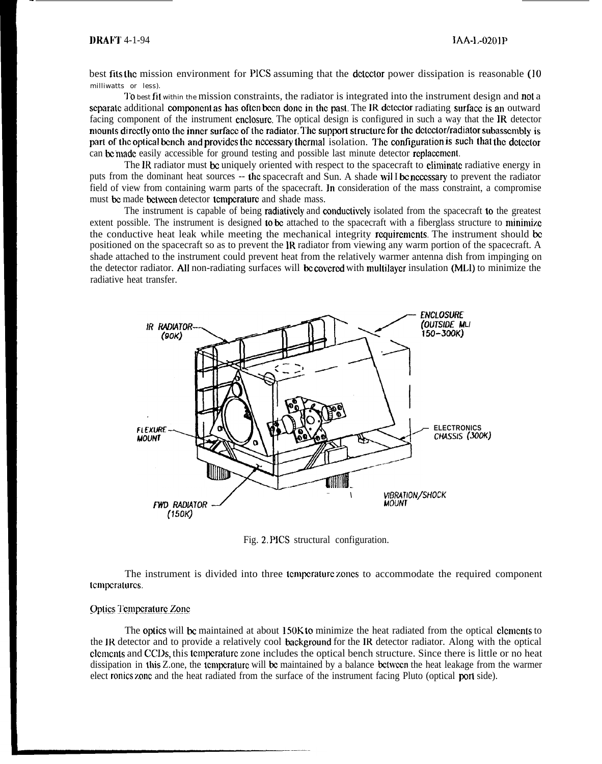best fits the mission environment for PICS assuming that the detector power dissipation is reasonable (10 milliwatts or less).

To best fit within the mission constraints, the radiator is integrated into the instrument design and not a separate additional component as has often been done in the past. The IR detector radiating surface is an outward facing component of the instrument enclosure. The optical design is configured in such a way that the IR detector mounts directly onto the inner surface of the radiator. The support structure for the detector/radiator subassembly is part of the optical bench and provides the necessary thermal isolation. The configuration is such that the detector can be made easily accessible for ground testing and possible last minute detector replacement.

The IR radiator must be uniquely oriented with respect to the spacecraft to eliminate radiative energy in puts from the dominant heat sources -- the spacecraft and Sun. A shade will be necessary to prevent the radiator field of view from containing warm parts of the spacecraft. In consideration of the mass constraint, a compromise must be made between detector temperature and shade mass.

The instrument is capable of being radiatively and conductively isolated from the spacecraft to the greatest extent possible. The instrument is designed to be attached to the spacecraft with a fiberglass structure to minimize the conductive heat leak while meeting the mechanical integrity requirements. The instrument should be positioned on the spacecraft so as to prevent the IR radiator from viewing any warm portion of the spacecraft. A shade attached to the instrument could prevent heat from the relatively warmer antenna dish from impinging on the detector radiator. All non-radiating surfaces will be covered with multilayer insulation (MLI) to minimize the radiative heat transfer.

IR RADIATOR (90K)

ENCLOSURE (OUTSIDE MLI 150-300K)

FLEXURE MOUNT

ELECTRONICS CHASSIS (300K)

FWD RADIATOR (150K)

VIBRATION/SHOCK MOUNT

Fig. 2. PICS structural configuration.

The instrument is divided into three temperature zones to accommodate the required component temperatures.

## Optics Temperature Zone

The optics will be maintained at about 150K to minimize the heat radiated from the optical elements to the IR detector and to provide a relatively cool background for the IR detector radiator. Along with the optical elements and CCDs, this temperature zone includes the optical bench structure. Since there is little or no heat dissipation in this zone, the temperature will be maintained by a balance between the heat leakage from the warmer electronics zone and the heat radiated from the surface of the instrument facing Pluto (optical port side).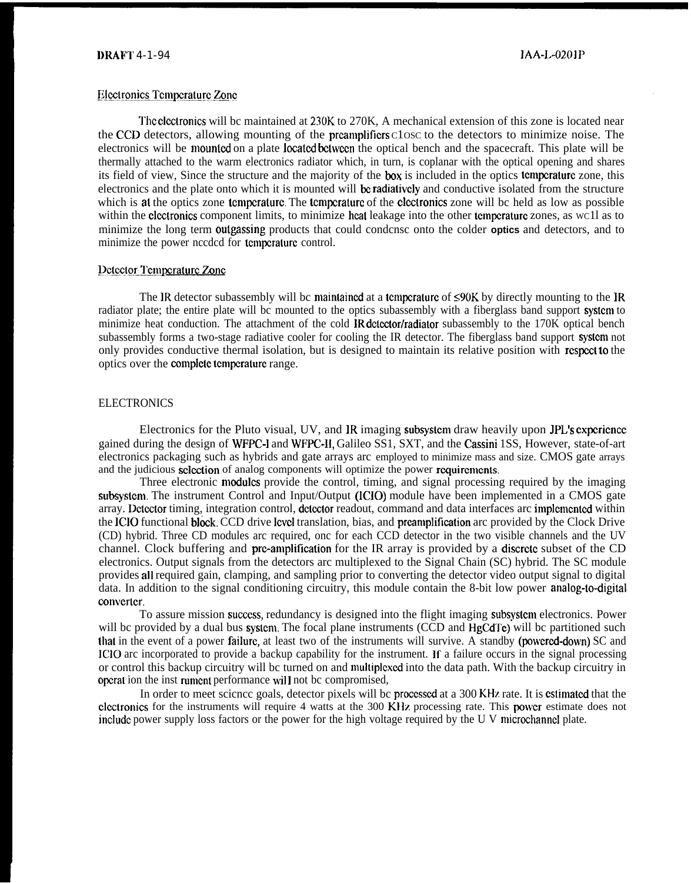### Electronics Temperature Zone

The electronics will be maintained at 230K to 270K, A mechanical extension of this zone is located near the CCD detectors, allowing mounting of the preamplifiers close to the detectors to minimize noise. The electronics will be mounted on a plate located between the optical bench and the spacecraft. This plate will be thermally attached to the warm electronics radiator which, in turn, is coplanar with the optical opening and shares its field of view, Since the structure and the majority of the box is included in the optics temperature zone, this electronics and the plate onto which it is mounted will be radiatively and conductive isolated from the structure which is at the optics zone temperature. The temperature of the electronics zone will be held as low as possible within the electronics component limits, to minimize heat leakage into the other temperature zones, as well as to minimize the long term outgassing products that could condense onto the colder optics and detectors, and to minimize the power needed for temperature control.

### Detector Temperature Zone

The IR detector subassembly will be maintained at a temperature of ≤90K by directly mounting to the IR radiator plate; the entire plate will be mounted to the optics subassembly with a fiberglass band support system to minimize heat conduction. The attachment of the cold IR detector/radiator subassembly to the 170K optical bench subassembly forms a two-stage radiative cooler for cooling the IR detector. The fiberglass band support system not only provides conductive thermal isolation, but is designed to maintain its relative position with respect to the optics over the complete temperature range.

## ELECTRONICS

Electronics for the Pluto visual, UV, and IR imaging subsystem draw heavily upon JPL's experience gained during the design of WFPC-I and WFPC-II, Galileo SSI, SXT, and the Cassini ISS, However, state-of-art electronics packaging such as hybrids and gate arrays are employed to minimize mass and size. CMOS gate arrays and the judicious selection of analog components will optimize the power requirements.

Three electronic modules provide the control, timing, and signal processing required by the imaging subsystem. The instrument Control and Input/Output (ICIO) module have been implemented in a CMOS gate array. Detector timing, integration control, detector readout, command and data interfaces are implemented within the ICIO functional block. CCD drive level translation, bias, and preamplification are provided by the Clock Drive (CD) hybrid. Three CD modules are required, one for each CCD detector in the two visible channels and the UV channel. Clock buffering and pre-amplification for the IR array is provided by a discrete subset of the CD electronics. Output signals from the detectors are multiplexed to the Signal Chain (SC) hybrid. The SC module provides all required gain, clamping, and sampling prior to converting the detector video output signal to digital data. In addition to the signal conditioning circuitry, this module contain the 8-bit low power analog-to-digital converter.

To assure mission success, redundancy is designed into the flight imaging subsystem electronics. Power will be provided by a dual bus system. The focal plane instruments (CCD and HgCdTe) will be partitioned such that in the event of a power failure, at least two of the instruments will survive. A standby (powered-down) SC and ICIO are incorporated to provide a backup capability for the instrument. If a failure occurs in the signal processing or control this backup circuitry will be turned on and multiplexed into the data path. With the backup circuitry in operation the instrument performance will not be compromised,

In order to meet science goals, detector pixels will be processed at a 300 KHz rate. It is estimated that the electronics for the instruments will require 4 watts at the 300 KHz processing rate. This power estimate does not include power supply loss factors or the power for the high voltage required by the UV microchannel plate.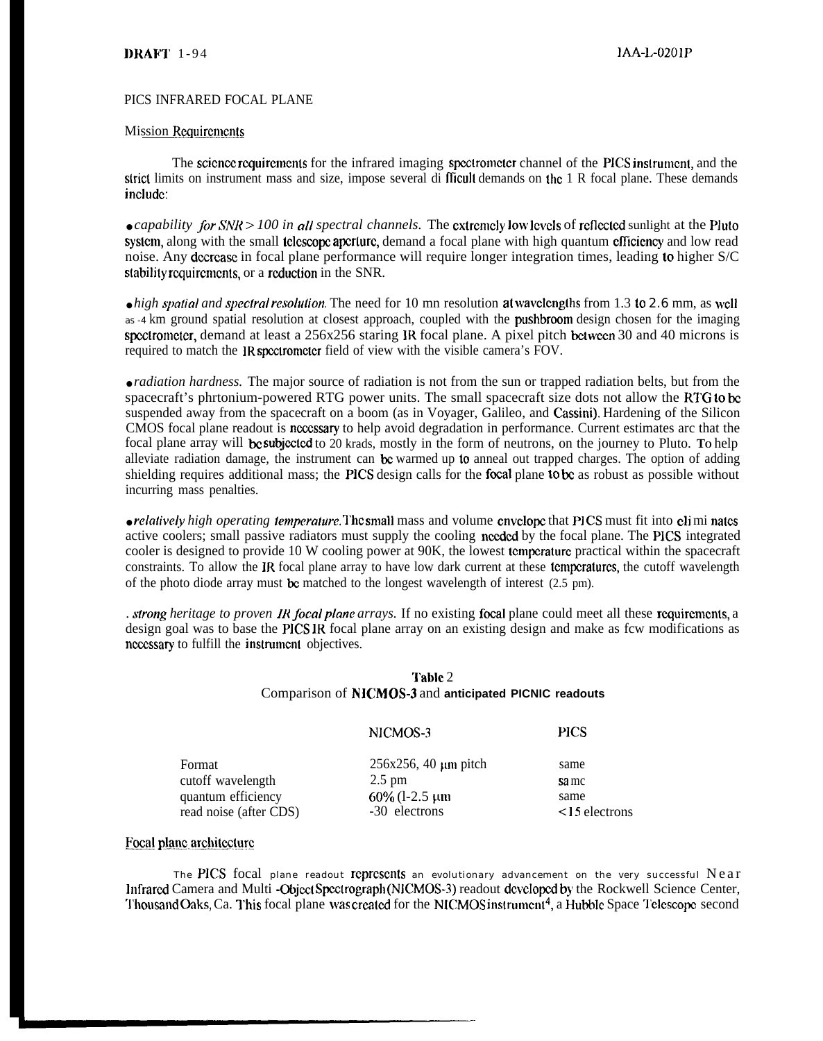PICS INFRARED FOCAL PLANE

## Mission Requirements

The science requirements for the infrared imaging spectrometer channel of the PICS instrument, and the strict limits on instrument mass and size, impose several di fficult demands on the 1 R focal plane. These demands include:

• *capability for SNR > 100 in all spectral channels.* The extremely low levels of reflected sunlight at the Pluto system, along with the small telescope aperture, demand a focal plane with high quantum efficiency and low read noise. Any decrease in focal plane performance will require longer integration times, leading to higher S/C stability requirements, or a reduction in the SNR.

• *high spatial and spectral resolution.* The need for 10 mn resolution at wavelengths from 1.3 to 2.6 mm, as well as -4 km ground spatial resolution at closest approach, coupled with the pushbroom design chosen for the imaging spectrometer, demand at least a 256x256 staring IR focal plane. A pixel pitch between 30 and 40 microns is required to match the IR spectrometer field of view with the visible camera's FOV.

• *radiation hardness.* The major source of radiation is not from the sun or trapped radiation belts, but from the spacecraft's phrtonium-powered RTG power units. The small spacecraft size dots not allow the RTG to be suspended away from the spacecraft on a boom (as in Voyager, Galileo, and Cassini). Hardening of the Silicon CMOS focal plane readout is necessary to help avoid degradation in performance. Current estimates arc that the focal plane array will be subjected to 20 krads, mostly in the form of neutrons, on the journey to Pluto. To help alleviate radiation damage, the instrument can be warmed up to anneal out trapped charges. The option of adding shielding requires additional mass; the PICS design calls for the focal plane to be as robust as possible without incurring mass penalties.

• *relatively high operating temperature.* The small mass and volume envelope that PICS must fit into eli mi nates active coolers; small passive radiators must supply the cooling needed by the focal plane. The PICS integrated cooler is designed to provide 10 W cooling power at 90K, the lowest temperature practical within the spacecraft constraints. To allow the IR focal plane array to have low dark current at these temperatures, the cutoff wavelength of the photo diode array must be matched to the longest wavelength of interest (2.5 pm).

. *strong heritage to proven IR focal plane arrays.* If no existing focal plane could meet all these requirements, a design goal was to base the PICS IR focal plane array on an existing design and make as few modifications as necessary to fulfill the instrument objectives.

**Table 2**
Comparison of NICMOS-3 and **anticipated PICNIC readouts**

| | NICMOS-3 | PICS |
|---|---|---|
| Format | 256x256, 40 μm pitch | same |
| cutoff wavelength | 2.5 pm | sa mc |
| quantum efficiency | 60% (l-2.5 μm | same |
| read noise (after CDS) | -30 electrons | <15 electrons |

## Focal plane architecture

The PICS focal plane readout represents an evolutionary advancement on the very successful Near Infrared Camera and Multi -Object Spectrograph (NICMOS-3) readout developed by the Rockwell Science Center, Thousand Oaks, Ca. This focal plane was created for the NICMOS instrument[4], a Hubble Space Telescope second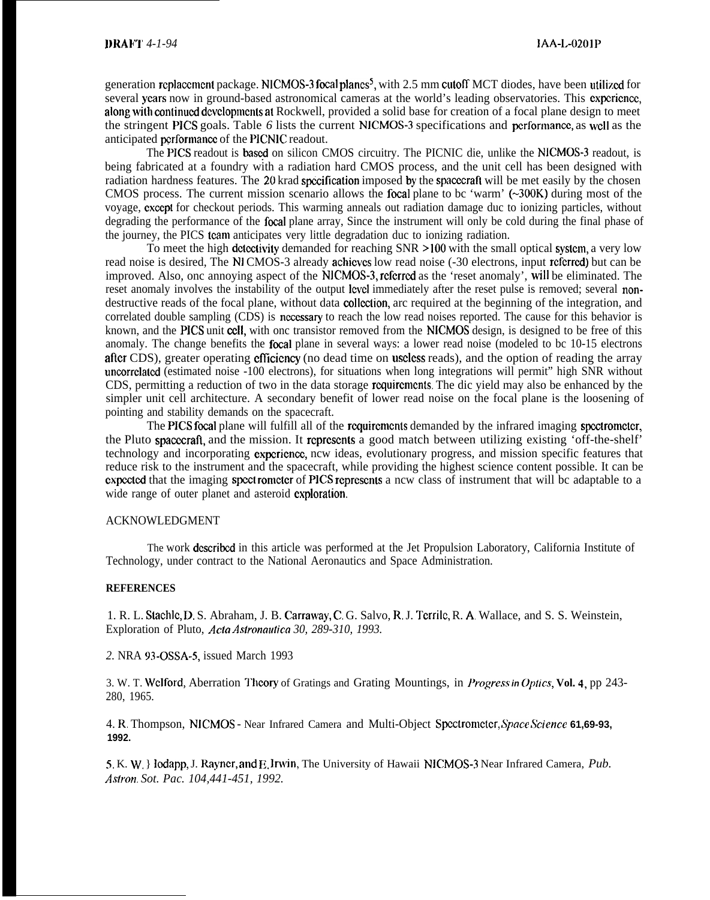generation replacement package. NICMOS-3 focal planes[5], with 2.5 mm cutoff MCT diodes, have been utilized for several years now in ground-based astronomical cameras at the world's leading observatories. This experience, along with continued developments at Rockwell, provided a solid base for creation of a focal plane design to meet the stringent PICS goals. Table *6* lists the current NICMOS-3 specifications and performance, as well as the anticipated performance of the PICNIC readout.

The PICS readout is based on silicon CMOS circuitry. The PICNIC die, unlike the NICMOS-3 readout, is being fabricated at a foundry with a radiation hard CMOS process, and the unit cell has been designed with radiation hardness features. The 20 krad specification imposed by the spacecraft will be met easily by the chosen CMOS process. The current mission scenario allows the focal plane to bc 'warm' (~300K) during most of the voyage, except for checkout periods. This warming anneals out radiation damage duc to ionizing particles, without degrading the performance of the focal plane array, Since the instrument will only be cold during the final phase of the journey, the PICS team anticipates very little degradation duc to ionizing radiation.

To meet the high detectivity demanded for reaching SNR >100 with the small optical system, a very low read noise is desired, The NI CMOS-3 already achieves low read noise (-30 electrons, input referred) but can be improved. Also, onc annoying aspect of the NICMOS-3, referred as the 'reset anomaly', will be eliminated. The reset anomaly involves the instability of the output level immediately after the reset pulse is removed; several non-destructive reads of the focal plane, without data collection, arc required at the beginning of the integration, and correlated double sampling (CDS) is necessary to reach the low read noises reported. The cause for this behavior is known, and the PICS unit cell, with onc transistor removed from the NICMOS design, is designed to be free of this anomaly. The change benefits the focal plane in several ways: a lower read noise (modeled to bc 10-15 electrons after CDS), greater operating efficiency (no dead time on useless reads), and the option of reading the array uncorrelated (estimated noise -100 electrons), for situations when long integrations will permit" high SNR without CDS, permitting a reduction of two in the data storage requirements. The dic yield may also be enhanced by the simpler unit cell architecture. A secondary benefit of lower read noise on the focal plane is the loosening of pointing and stability demands on the spacecraft.

The PICS focal plane will fulfill all of the requirements demanded by the infrared imaging spectrometer, the Pluto spacecraft, and the mission. It represents a good match between utilizing existing 'off-the-shelf' technology and incorporating experience, ncw ideas, evolutionary progress, and mission specific features that reduce risk to the instrument and the spacecraft, while providing the highest science content possible. It can be expected that the imaging spect rometer of PICS represents a ncw class of instrument that will bc adaptable to a wide range of outer planet and asteroid exploration.

## ACKNOWLEDGMENT

The work described in this article was performed at the Jet Propulsion Laboratory, California Institute of Technology, under contract to the National Aeronautics and Space Administration.

## REFERENCES

1. R. L. Staehle, D. S. Abraham, J. B. Carraway, C. G. Salvo, R. J. Terrile, R. A. Wallace, and S. S. Weinstein, Exploration of Pluto, *Acta Astronautica 30, 289-310, 1993.*

2. NRA 93-OSSA-5, issued March 1993

3. W. T. Welford, Aberration Theory of Gratings and Grating Mountings, in *Progress in Optics*, **Vol. 4**, pp 243-280, 1965.

4. R. Thompson, NICMOS - Near Infrared Camera and Multi-Object Spectrometer, *Space Science* **61,69-93, 1992.**

5. K. W. Hodapp, J. Rayner, and E. Irwin, The University of Hawaii NICMOS-3 Near Infrared Camera, *Pub. Astron. Sot. Pac. 104,441-451, 1992.*